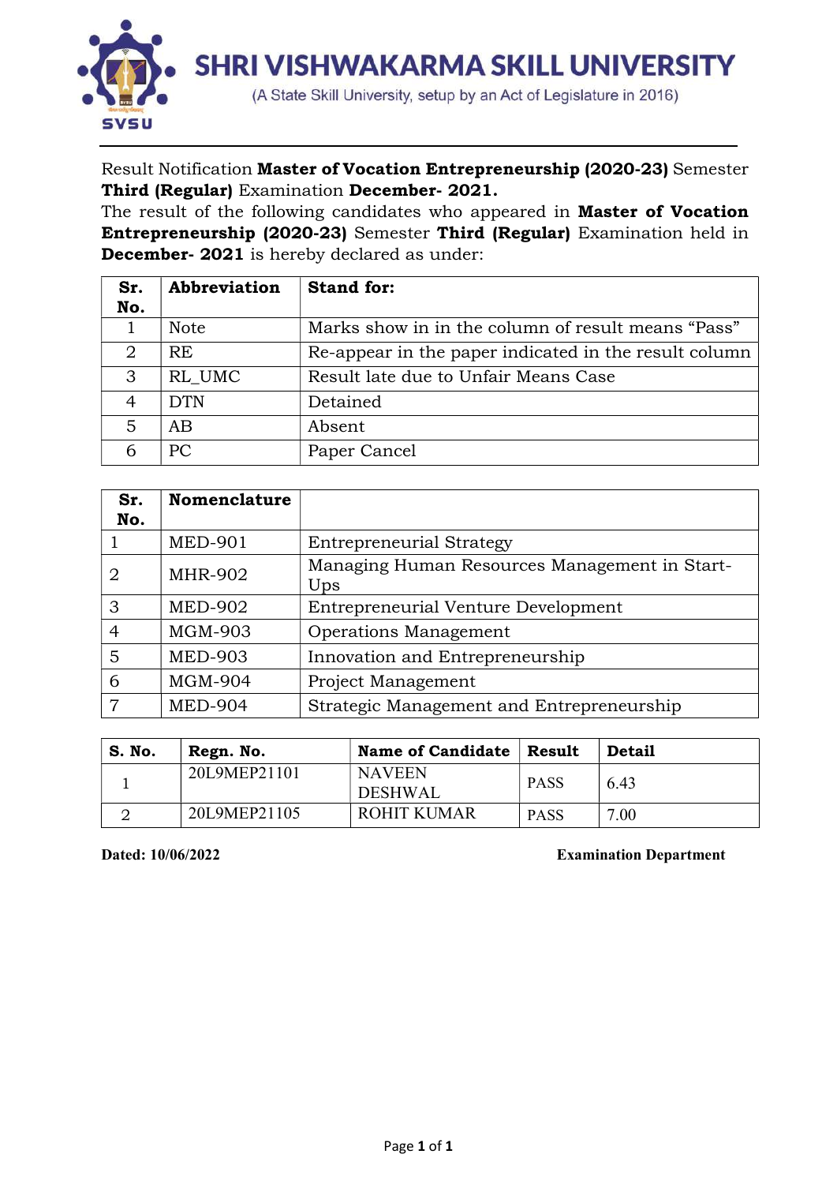# SHRI VISHWAKARMA SKILL UNIVERSITY

(A State Skill University, setup by an Act of Legislature in 2016)

Result Notification **Master of Vocation Entrepreneurship (2020-23)** Semester **Third (Regular)** Examination **December- 2021.**

The result of the following candidates who appeared in **Master of Vocation Entrepreneurship (2020-23)** Semester **Third (Regular)** Examination held in **December- 2021** is hereby declared as under:

| Sr. No. | Abbreviation | Stand for: |
|---|---|---|
| 1 | Note | Marks show in in the column of result means "Pass" |
| 2 | RE | Re-appear in the paper indicated in the result column |
| 3 | RL_UMC | Result late due to Unfair Means Case |
| 4 | DTN | Detained |
| 5 | AB | Absent |
| 6 | PC | Paper Cancel |

| Sr. No. | Nomenclature | |
|---|---|---|
| 1 | MED-901 | Entrepreneurial Strategy |
| 2 | MHR-902 | Managing Human Resources Management in Start-Ups |
| 3 | MED-902 | Entrepreneurial Venture Development |
| 4 | MGM-903 | Operations Management |
| 5 | MED-903 | Innovation and Entrepreneurship |
| 6 | MGM-904 | Project Management |
| 7 | MED-904 | Strategic Management and Entrepreneurship |

| S. No. | Regn. No. | Name of Candidate | Result | Detail |
|---|---|---|---|---|
| 1 | 20L9MEP21101 | NAVEEN DESHWAL | PASS | 6.43 |
| 2 | 20L9MEP21105 | ROHIT KUMAR | PASS | 7.00 |

**Dated: 10/06/2022** **Examination Department**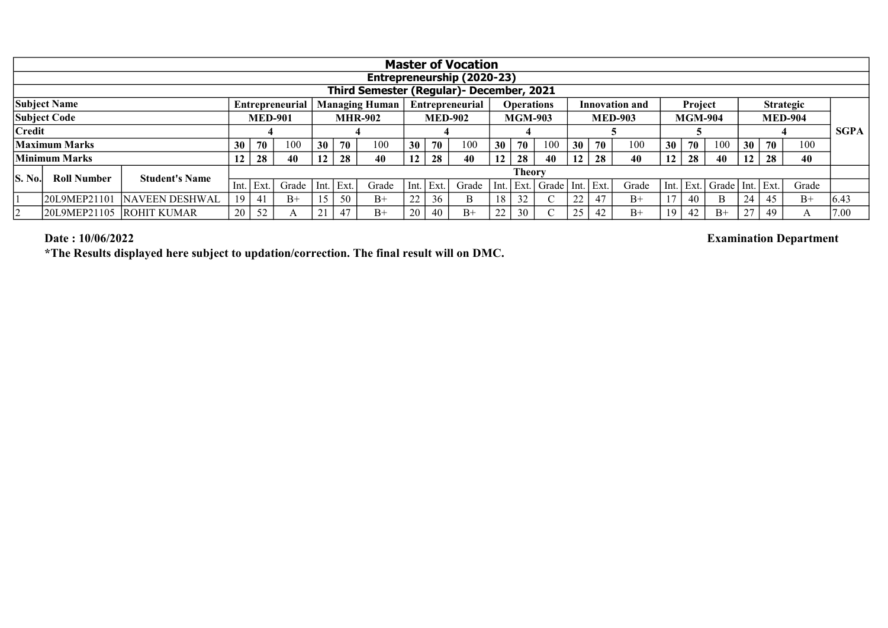| Master of Vocation | | | | | | | | | | | | | | | | | | | | | | | | |
|---|---|---|---|---|---|---|---|---|---|---|---|---|---|---|---|---|---|---|---|---|---|---|---|---|
| Entrepreneurship (2020-23) | | | | | | | | | | | | | | | | | | | | | | | | |
| Third Semester (Regular)- December, 2021 | | | | | | | | | | | | | | | | | | | | | | | | |
| **Subject Name** | | | **Entrepreneurial** | | | **Managing Human** | | | **Entrepreneurial** | | | **Operations** | | | **Innovation and** | | | **Project** | | | **Strategic** | | | **SGPA** |
| **Subject Code** | | | **MED-901** | | | **MHR-902** | | | **MED-902** | | | **MGM-903** | | | **MED-903** | | | **MGM-904** | | | **MED-904** | | | |
| **Credit** | | | **4** | | | **4** | | | **4** | | | **4** | | | **5** | | | **5** | | | **4** | | | |
| **Maximum Marks** | | | **30** | **70** | 100 | **30** | **70** | 100 | **30** | **70** | 100 | **30** | **70** | 100 | **30** | **70** | 100 | **30** | **70** | 100 | **30** | **70** | 100 | |
| **Minimum Marks** | | | **12** | **28** | **40** | **12** | **28** | **40** | **12** | **28** | **40** | **12** | **28** | **40** | **12** | **28** | **40** | **12** | **28** | **40** | **12** | **28** | **40** | |
| **S. No.** | **Roll Number** | **Student's Name** | **Theory** | | | | | | | | | | | | | | | | | | | | | |
| | | | Int. | Ext. | Grade | Int. | Ext. | Grade | Int. | Ext. | Grade | Int. | Ext. | Grade | Int. | Ext. | Grade | Int. | Ext. | Grade | Int. | Ext. | Grade | |
| 1 | 20L9MEP21101 | NAVEEN DESHWAL | 19 | 41 | B+ | 15 | 50 | B+ | 22 | 36 | B | 18 | 32 | C | 22 | 47 | B+ | 17 | 40 | B | 24 | 45 | B+ | 6.43 |
| 2 | 20L9MEP21105 | ROHIT KUMAR | 20 | 52 | A | 21 | 47 | B+ | 20 | 40 | B+ | 22 | 30 | C | 25 | 42 | B+ | 19 | 42 | B+ | 27 | 49 | A | 7.00 |

**Date : 10/06/2022**

**Examination Department**

**\*The Results displayed here subject to updation/correction. The final result will on DMC.**